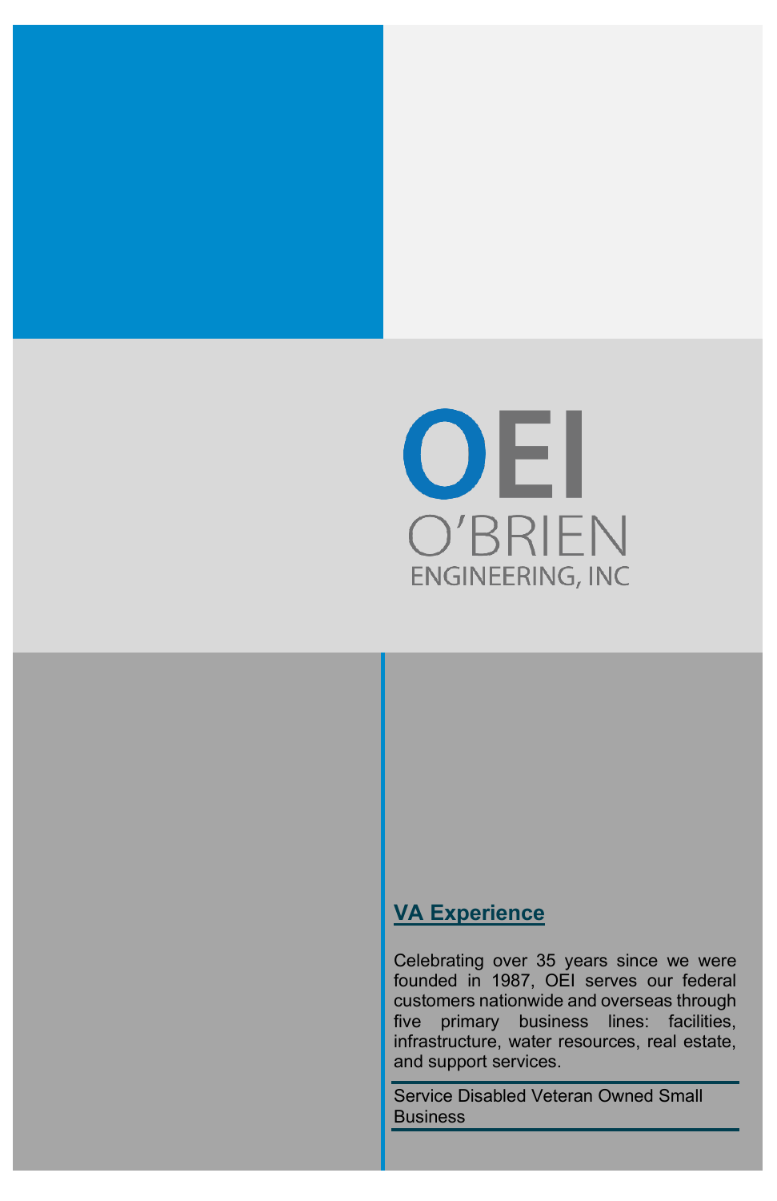OEI

O'BRIEN

ENGINEERING, INC

## VA Experience

Celebrating over 35 years since we were founded in 1987, OEI serves our federal customers nationwide and overseas through five primary business lines: facilities, infrastructure, water resources, real estate, and support services.

Service Disabled Veteran Owned Small Business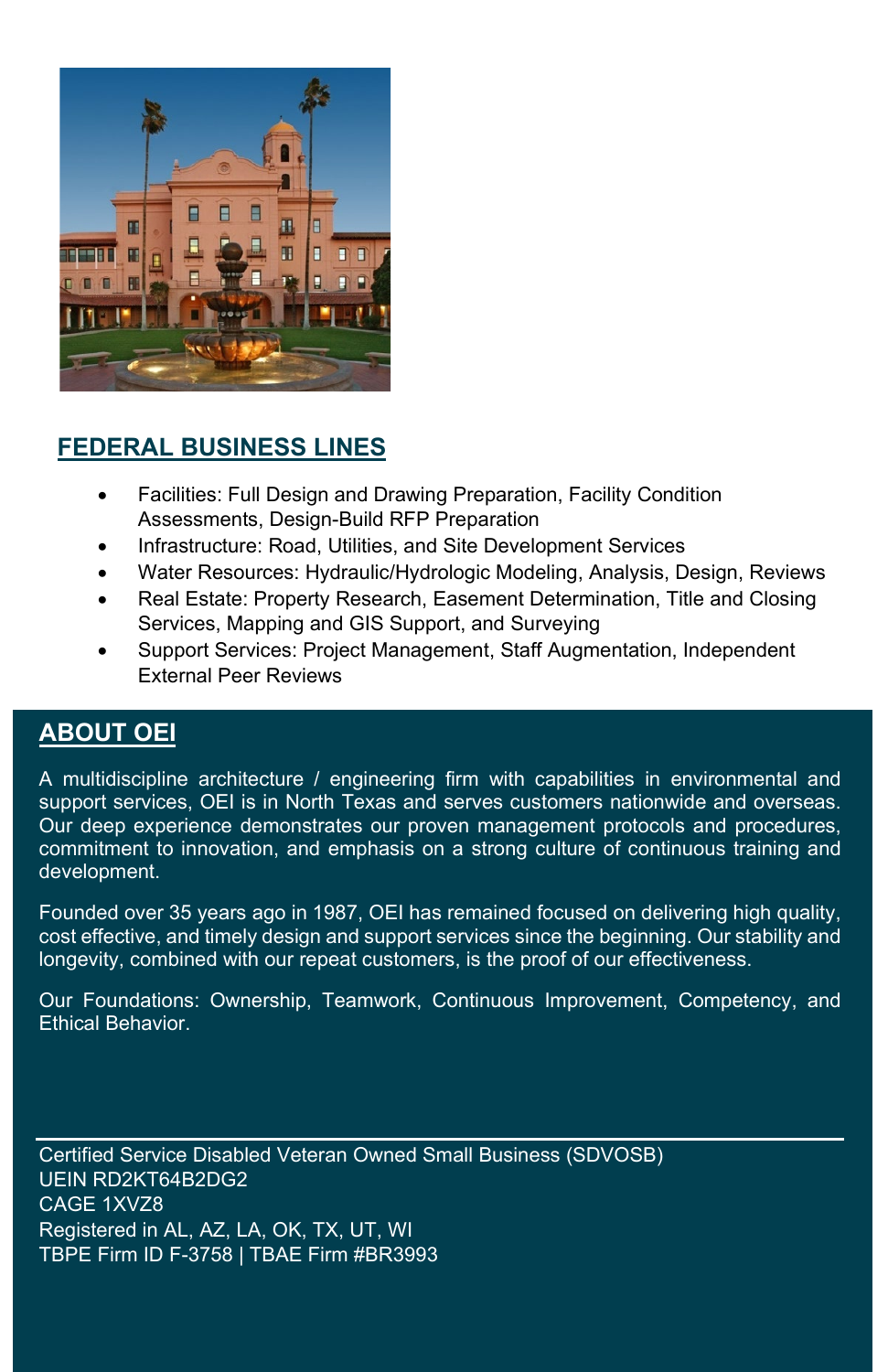## FEDERAL BUSINESS LINES

- Facilities: Full Design and Drawing Preparation, Facility Condition Assessments, Design-Build RFP Preparation
- Infrastructure: Road, Utilities, and Site Development Services
- Water Resources: Hydraulic/Hydrologic Modeling, Analysis, Design, Reviews
- Real Estate: Property Research, Easement Determination, Title and Closing Services, Mapping and GIS Support, and Surveying
- Support Services: Project Management, Staff Augmentation, Independent External Peer Reviews

## ABOUT OEI

A multidiscipline architecture / engineering firm with capabilities in environmental and support services, OEI is in North Texas and serves customers nationwide and overseas. Our deep experience demonstrates our proven management protocols and procedures, commitment to innovation, and emphasis on a strong culture of continuous training and development.

Founded over 35 years ago in 1987, OEI has remained focused on delivering high quality, cost effective, and timely design and support services since the beginning. Our stability and longevity, combined with our repeat customers, is the proof of our effectiveness.

Our Foundations: Ownership, Teamwork, Continuous Improvement, Competency, and Ethical Behavior.

---

Certified Service Disabled Veteran Owned Small Business (SDVOSB)
UEIN RD2KT64B2DG2
CAGE 1XVZ8
Registered in AL, AZ, LA, OK, TX, UT, WI
TBPE Firm ID F-3758 | TBAE Firm #BR3993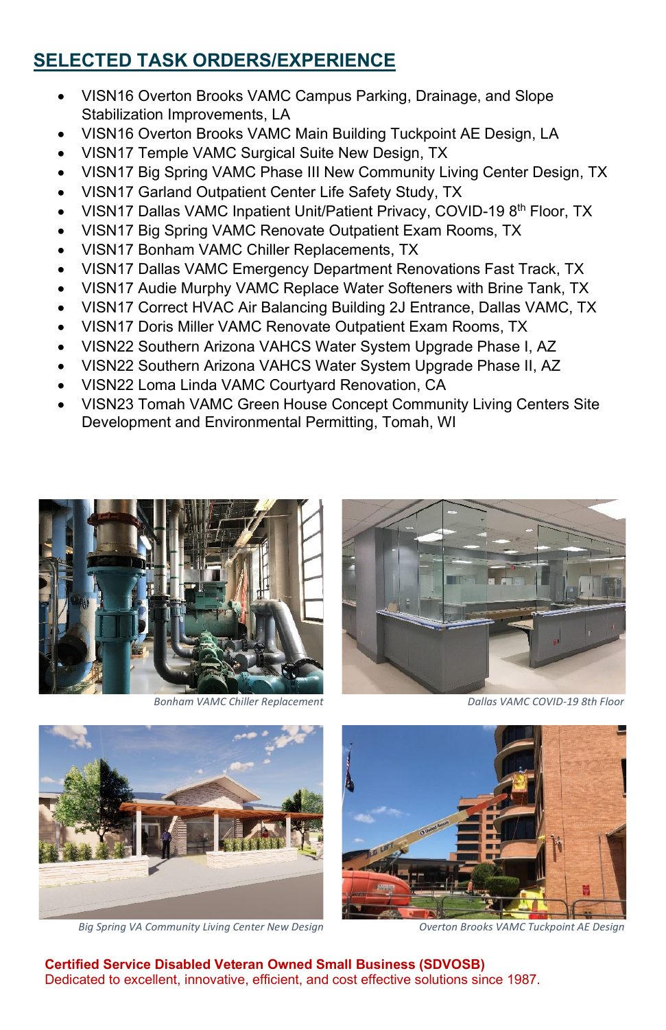## SELECTED TASK ORDERS/EXPERIENCE

- VISN16 Overton Brooks VAMC Campus Parking, Drainage, and Slope Stabilization Improvements, LA
- VISN16 Overton Brooks VAMC Main Building Tuckpoint AE Design, LA
- VISN17 Temple VAMC Surgical Suite New Design, TX
- VISN17 Big Spring VAMC Phase III New Community Living Center Design, TX
- VISN17 Garland Outpatient Center Life Safety Study, TX
- VISN17 Dallas VAMC Inpatient Unit/Patient Privacy, COVID-19 8th Floor, TX
- VISN17 Big Spring VAMC Renovate Outpatient Exam Rooms, TX
- VISN17 Bonham VAMC Chiller Replacements, TX
- VISN17 Dallas VAMC Emergency Department Renovations Fast Track, TX
- VISN17 Audie Murphy VAMC Replace Water Softeners with Brine Tank, TX
- VISN17 Correct HVAC Air Balancing Building 2J Entrance, Dallas VAMC, TX
- VISN17 Doris Miller VAMC Renovate Outpatient Exam Rooms, TX
- VISN22 Southern Arizona VAHCS Water System Upgrade Phase I, AZ
- VISN22 Southern Arizona VAHCS Water System Upgrade Phase II, AZ
- VISN22 Loma Linda VAMC Courtyard Renovation, CA
- VISN23 Tomah VAMC Green House Concept Community Living Centers Site Development and Environmental Permitting, Tomah, WI

*Bonham VAMC Chiller Replacement*

*Dallas VAMC COVID-19 8th Floor*

*Big Spring VA Community Living Center New Design*

*Overton Brooks VAMC Tuckpoint AE Design*

**Certified Service Disabled Veteran Owned Small Business (SDVOSB)**
Dedicated to excellent, innovative, efficient, and cost effective solutions since 1987.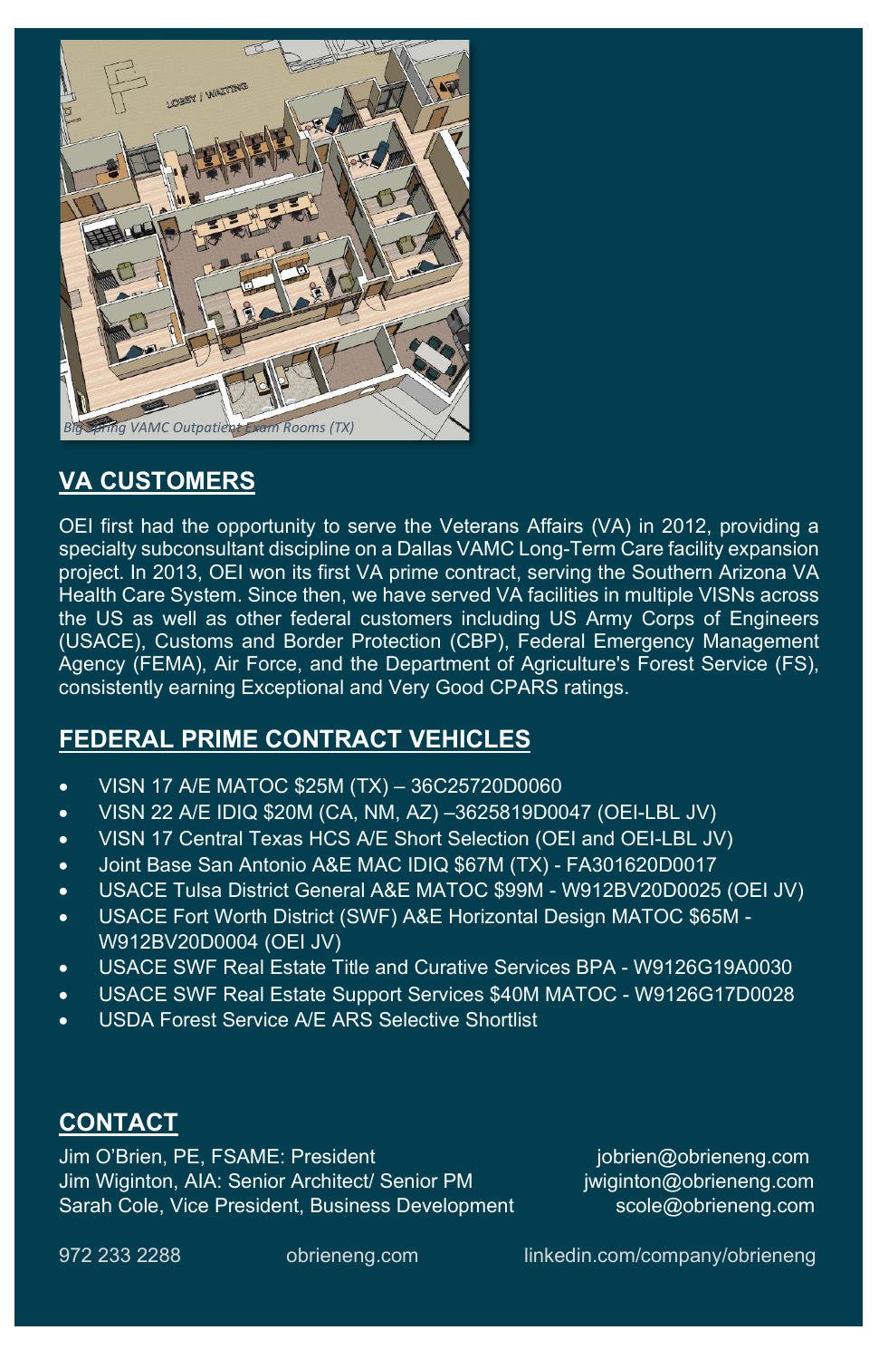Big Spring VAMC Outpatient Exam Rooms (TX)

## VA CUSTOMERS

OEI first had the opportunity to serve the Veterans Affairs (VA) in 2012, providing a specialty subconsultant discipline on a Dallas VAMC Long-Term Care facility expansion project. In 2013, OEI won its first VA prime contract, serving the Southern Arizona VA Health Care System. Since then, we have served VA facilities in multiple VISNs across the US as well as other federal customers including US Army Corps of Engineers (USACE), Customs and Border Protection (CBP), Federal Emergency Management Agency (FEMA), Air Force, and the Department of Agriculture's Forest Service (FS), consistently earning Exceptional and Very Good CPARS ratings.

## FEDERAL PRIME CONTRACT VEHICLES

- VISN 17 A/E MATOC $25M (TX) – 36C25720D0060
- VISN 22 A/E IDIQ $20M (CA, NM, AZ) –3625819D0047 (OEI-LBL JV)
- VISN 17 Central Texas HCS A/E Short Selection (OEI and OEI-LBL JV)
- Joint Base San Antonio A&E MAC IDIQ $67M (TX) - FA301620D0017
- USACE Tulsa District General A&E MATOC $99M - W912BV20D0025 (OEI JV)
- USACE Fort Worth District (SWF) A&E Horizontal Design MATOC $65M - W912BV20D0004 (OEI JV)
- USACE SWF Real Estate Title and Curative Services BPA - W9126G19A0030
- USACE SWF Real Estate Support Services $40M MATOC - W9126G17D0028
- USDA Forest Service A/E ARS Selective Shortlist

## CONTACT

Jim O'Brien, PE, FSAME: President — jobrien@obrieneng.com
Jim Wiginton, AIA: Senior Architect/ Senior PM — jwiginton@obrieneng.com
Sarah Cole, Vice President, Business Development — scole@obrieneng.com

972 233 2288    obrieneng.com    linkedin.com/company/obrieneng